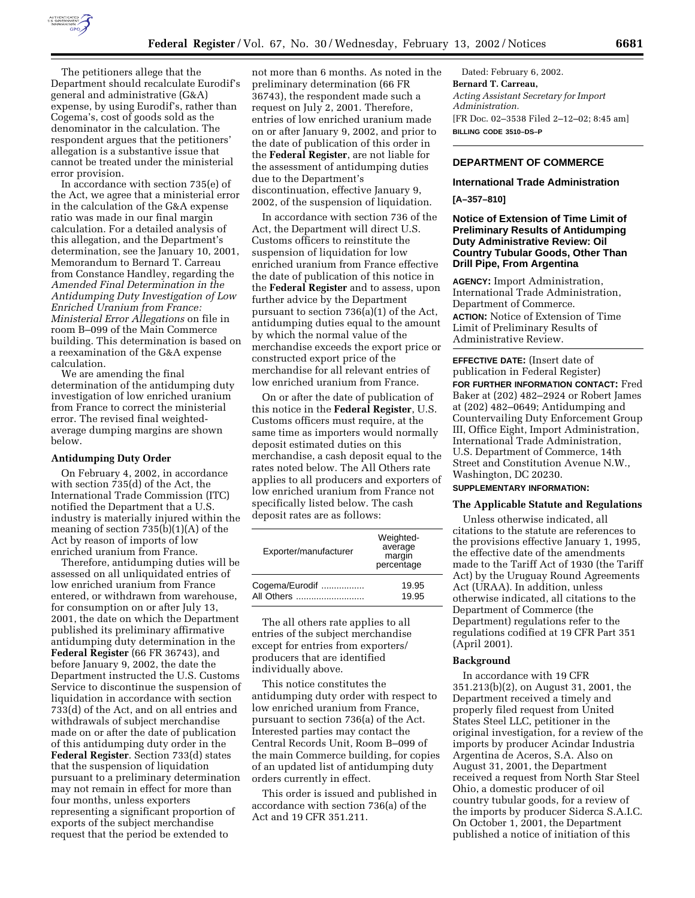The petitioners allege that the Department should recalculate Eurodif's general and administrative (G&A) expense, by using Eurodif's, rather than Cogema's, cost of goods sold as the denominator in the calculation. The respondent argues that the petitioners' allegation is a substantive issue that cannot be treated under the ministerial error provision.

In accordance with section 735(e) of the Act, we agree that a ministerial error in the calculation of the G&A expense ratio was made in our final margin calculation. For a detailed analysis of this allegation, and the Department's determination, see the January 10, 2001, Memorandum to Bernard T. Carreau from Constance Handley, regarding the *Amended Final Determination in the Antidumping Duty Investigation of Low Enriched Uranium from France: Ministerial Error Allegations* on file in room B–099 of the Main Commerce building. This determination is based on a reexamination of the G&A expense calculation.

We are amending the final determination of the antidumping duty investigation of low enriched uranium from France to correct the ministerial error. The revised final weighted-average dumping margins are shown below.

### Antidumping Duty Order

On February 4, 2002, in accordance with section 735(d) of the Act, the International Trade Commission (ITC) notified the Department that a U.S. industry is materially injured within the meaning of section 735(b)(1)(A) of the Act by reason of imports of low enriched uranium from France.

Therefore, antidumping duties will be assessed on all unliquidated entries of low enriched uranium from France entered, or withdrawn from warehouse, for consumption on or after July 13, 2001, the date on which the Department published its preliminary affirmative antidumping duty determination in the **Federal Register** (66 FR 36743), and before January 9, 2002, the date the Department instructed the U.S. Customs Service to discontinue the suspension of liquidation in accordance with section 733(d) of the Act, and on all entries and withdrawals of subject merchandise made on or after the date of publication of this antidumping duty order in the **Federal Register**. Section 733(d) states that the suspension of liquidation pursuant to a preliminary determination may not remain in effect for more than four months, unless exporters representing a significant proportion of exports of the subject merchandise request that the period be extended to not more than 6 months. As noted in the preliminary determination (66 FR 36743), the respondent made such a request on July 2, 2001. Therefore, entries of low enriched uranium made on or after January 9, 2002, and prior to the date of publication of this order in the **Federal Register**, are not liable for the assessment of antidumping duties due to the Department's discontinuation, effective January 9, 2002, of the suspension of liquidation.

In accordance with section 736 of the Act, the Department will direct U.S. Customs officers to reinstitute the suspension of liquidation for low enriched uranium from France effective the date of publication of this notice in the **Federal Register** and to assess, upon further advice by the Department pursuant to section 736(a)(1) of the Act, antidumping duties equal to the amount by which the normal value of the merchandise exceeds the export price or constructed export price of the merchandise for all relevant entries of low enriched uranium from France.

On or after the date of publication of this notice in the **Federal Register**, U.S. Customs officers must require, at the same time as importers would normally deposit estimated duties on this merchandise, a cash deposit equal to the rates noted below. The All Others rate applies to all producers and exporters of low enriched uranium from France not specifically listed below. The cash deposit rates are as follows:

| Exporter/manufacturer | Weighted-average margin percentage |
|---|---|
| Cogema/Eurodif | 19.95 |
| All Others | 19.95 |

The all others rate applies to all entries of the subject merchandise except for entries from exporters/producers that are identified individually above.

This notice constitutes the antidumping duty order with respect to low enriched uranium from France, pursuant to section 736(a) of the Act. Interested parties may contact the Central Records Unit, Room B–099 of the main Commerce building, for copies of an updated list of antidumping duty orders currently in effect.

This order is issued and published in accordance with section 736(a) of the Act and 19 CFR 351.211.

Dated: February 6, 2002.

**Bernard T. Carreau,**

*Acting Assistant Secretary for Import Administration.*

[FR Doc. 02–3538 Filed 2–12–02; 8:45 am]

**BILLING CODE 3510–DS–P**

## DEPARTMENT OF COMMERCE

### International Trade Administration

**[A–357–810]**

### Notice of Extension of Time Limit of Preliminary Results of Antidumping Duty Administrative Review: Oil Country Tubular Goods, Other Than Drill Pipe, From Argentina

**AGENCY:** Import Administration, International Trade Administration, Department of Commerce.

**ACTION:** Notice of Extension of Time Limit of Preliminary Results of Administrative Review.

**EFFECTIVE DATE:** (Insert date of publication in Federal Register)

**FOR FURTHER INFORMATION CONTACT:** Fred Baker at (202) 482–2924 or Robert James at (202) 482–0649; Antidumping and Countervailing Duty Enforcement Group III, Office Eight, Import Administration, International Trade Administration, U.S. Department of Commerce, 14th Street and Constitution Avenue N.W., Washington, DC 20230.

**SUPPLEMENTARY INFORMATION:**

### The Applicable Statute and Regulations

Unless otherwise indicated, all citations to the statute are references to the provisions effective January 1, 1995, the effective date of the amendments made to the Tariff Act of 1930 (the Tariff Act) by the Uruguay Round Agreements Act (URAA). In addition, unless otherwise indicated, all citations to the Department of Commerce (the Department) regulations refer to the regulations codified at 19 CFR Part 351 (April 2001).

### Background

In accordance with 19 CFR 351.213(b)(2), on August 31, 2001, the Department received a timely and properly filed request from United States Steel LLC, petitioner in the original investigation, for a review of the imports by producer Acindar Industria Argentina de Aceros, S.A. Also on August 31, 2001, the Department received a request from North Star Steel Ohio, a domestic producer of oil country tubular goods, for a review of the imports by producer Siderca S.A.I.C. On October 1, 2001, the Department published a notice of initiation of this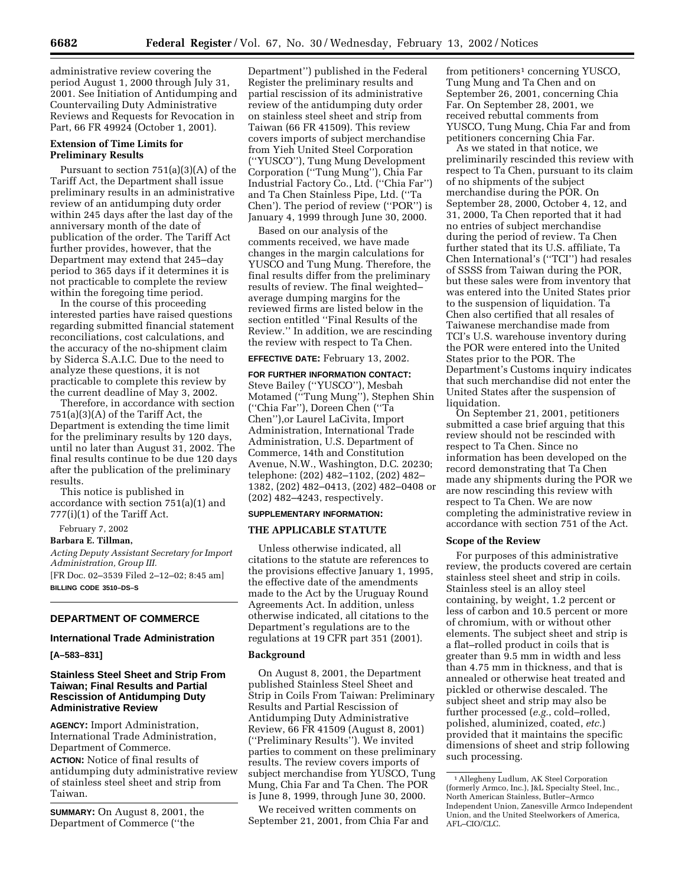administrative review covering the period August 1, 2000 through July 31, 2001. See Initiation of Antidumping and Countervailing Duty Administrative Reviews and Requests for Revocation in Part, 66 FR 49924 (October 1, 2001).

### Extension of Time Limits for Preliminary Results

Pursuant to section 751(a)(3)(A) of the Tariff Act, the Department shall issue preliminary results in an administrative review of an antidumping duty order within 245 days after the last day of the anniversary month of the date of publication of the order. The Tariff Act further provides, however, that the Department may extend that 245–day period to 365 days if it determines it is not practicable to complete the review within the foregoing time period.

In the course of this proceeding interested parties have raised questions regarding submitted financial statement reconciliations, cost calculations, and the accuracy of the no-shipment claim by Siderca S.A.I.C. Due to the need to analyze these questions, it is not practicable to complete this review by the current deadline of May 3, 2002.

Therefore, in accordance with section 751(a)(3)(A) of the Tariff Act, the Department is extending the time limit for the preliminary results by 120 days, until no later than August 31, 2002. The final results continue to be due 120 days after the publication of the preliminary results.

This notice is published in accordance with section 751(a)(1) and 777(i)(1) of the Tariff Act.

February 7, 2002

**Barbara E. Tillman,**

*Acting Deputy Assistant Secretary for Import Administration, Group III.*

[FR Doc. 02–3539 Filed 2–12–02; 8:45 am]

**BILLING CODE 3510–DS–S**

---

## DEPARTMENT OF COMMERCE

### International Trade Administration

**[A–583–831]**

### Stainless Steel Sheet and Strip From Taiwan; Final Results and Partial Rescission of Antidumping Duty Administrative Review

**AGENCY:** Import Administration, International Trade Administration, Department of Commerce.

**ACTION:** Notice of final results of antidumping duty administrative review of stainless steel sheet and strip from Taiwan.

**SUMMARY:** On August 8, 2001, the Department of Commerce (''the Department'') published in the Federal Register the preliminary results and partial rescission of its administrative review of the antidumping duty order on stainless steel sheet and strip from Taiwan (66 FR 41509). This review covers imports of subject merchandise from Yieh United Steel Corporation (''YUSCO''), Tung Mung Development Corporation (''Tung Mung''), Chia Far Industrial Factory Co., Ltd. (''Chia Far'') and Ta Chen Stainless Pipe, Ltd. (''Ta Chen'). The period of review (''POR'') is January 4, 1999 through June 30, 2000.

Based on our analysis of the comments received, we have made changes in the margin calculations for YUSCO and Tung Mung. Therefore, the final results differ from the preliminary results of review. The final weighted–average dumping margins for the reviewed firms are listed below in the section entitled ''Final Results of the Review.'' In addition, we are rescinding the review with respect to Ta Chen.

**EFFECTIVE DATE:** February 13, 2002.

**FOR FURTHER INFORMATION CONTACT:** Steve Bailey (''YUSCO''), Mesbah Motamed (''Tung Mung''), Stephen Shin (''Chia Far''), Doreen Chen (''Ta Chen''),or Laurel LaCivita, Import Administration, International Trade Administration, U.S. Department of Commerce, 14th and Constitution Avenue, N.W., Washington, D.C. 20230; telephone: (202) 482–1102, (202) 482–1382, (202) 482–0413, (202) 482–0408 or (202) 482–4243, respectively.

**SUPPLEMENTARY INFORMATION:**

### THE APPLICABLE STATUTE

Unless otherwise indicated, all citations to the statute are references to the provisions effective January 1, 1995, the effective date of the amendments made to the Act by the Uruguay Round Agreements Act. In addition, unless otherwise indicated, all citations to the Department's regulations are to the regulations at 19 CFR part 351 (2001).

### Background

On August 8, 2001, the Department published Stainless Steel Sheet and Strip in Coils From Taiwan: Preliminary Results and Partial Rescission of Antidumping Duty Administrative Review, 66 FR 41509 (August 8, 2001) (''Preliminary Results''). We invited parties to comment on these preliminary results. The review covers imports of subject merchandise from YUSCO, Tung Mung, Chia Far and Ta Chen. The POR is June 8, 1999, through June 30, 2000.

We received written comments on September 21, 2001, from Chia Far and from petitioners[1] concerning YUSCO, Tung Mung and Ta Chen and on September 26, 2001, concerning Chia Far. On September 28, 2001, we received rebuttal comments from YUSCO, Tung Mung, Chia Far and from petitioners concerning Chia Far.

As we stated in that notice, we preliminarily rescinded this review with respect to Ta Chen, pursuant to its claim of no shipments of the subject merchandise during the POR. On September 28, 2000, October 4, 12, and 31, 2000, Ta Chen reported that it had no entries of subject merchandise during the period of review. Ta Chen further stated that its U.S. affiliate, Ta Chen International's (''TCI'') had resales of SSSS from Taiwan during the POR, but these sales were from inventory that was entered into the United States prior to the suspension of liquidation. Ta Chen also certified that all resales of Taiwanese merchandise made from TCI's U.S. warehouse inventory during the POR were entered into the United States prior to the POR. The Department's Customs inquiry indicates that such merchandise did not enter the United States after the suspension of liquidation.

On September 21, 2001, petitioners submitted a case brief arguing that this review should not be rescinded with respect to Ta Chen. Since no information has been developed on the record demonstrating that Ta Chen made any shipments during the POR we are now rescinding this review with respect to Ta Chen. We are now completing the administrative review in accordance with section 751 of the Act.

### Scope of the Review

For purposes of this administrative review, the products covered are certain stainless steel sheet and strip in coils. Stainless steel is an alloy steel containing, by weight, 1.2 percent or less of carbon and 10.5 percent or more of chromium, with or without other elements. The subject sheet and strip is a flat–rolled product in coils that is greater than 9.5 mm in width and less than 4.75 mm in thickness, and that is annealed or otherwise heat treated and pickled or otherwise descaled. The subject sheet and strip may also be further processed (*e.g.*, cold–rolled, polished, aluminized, coated, *etc.*) provided that it maintains the specific dimensions of sheet and strip following such processing.

[1] Allegheny Ludlum, AK Steel Corporation (formerly Armco, Inc.), J&L Specialty Steel, Inc., North American Stainless, Butler–Armco Independent Union, Zanesville Armco Independent Union, and the United Steelworkers of America, AFL–CIO/CLC.